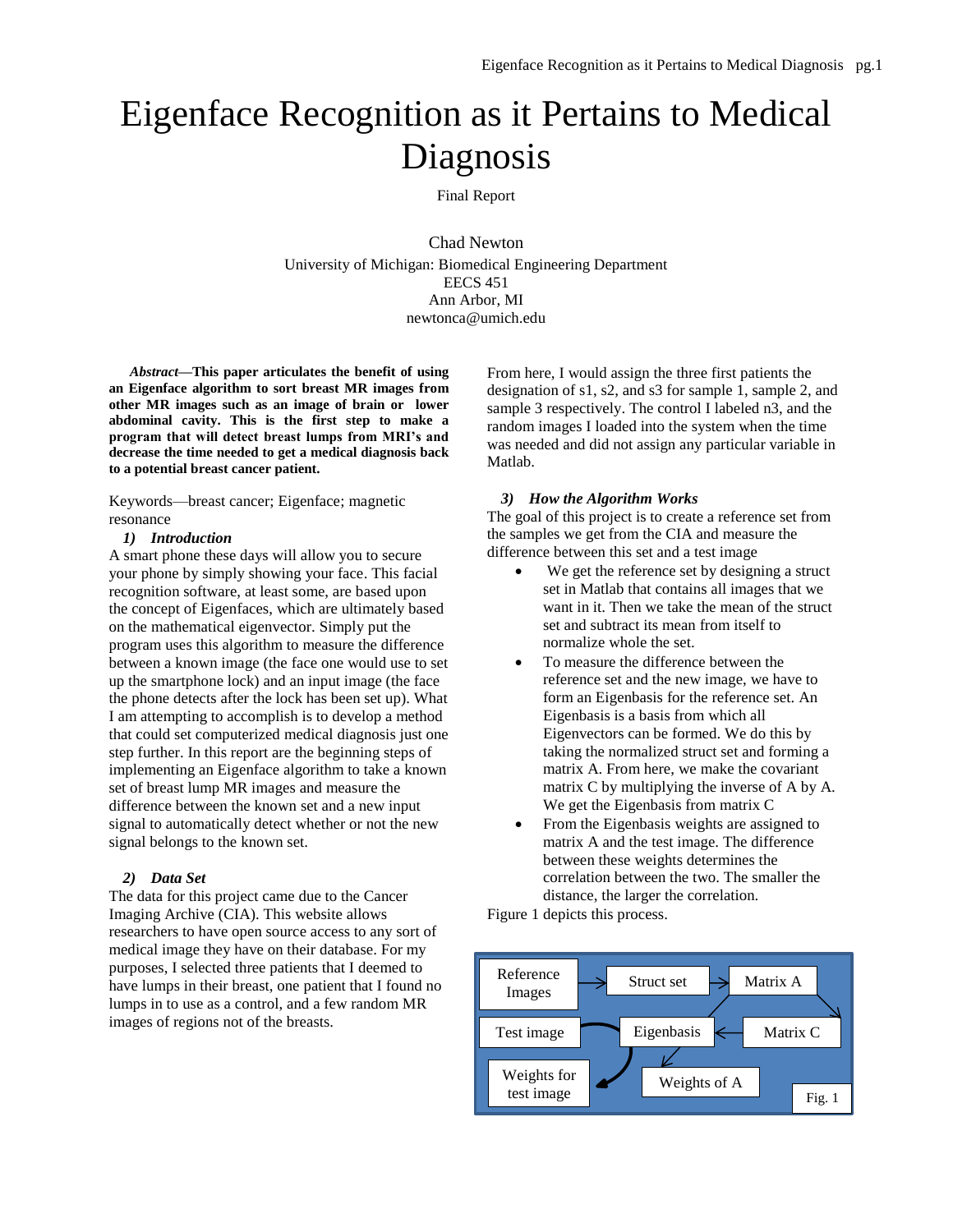# Eigenface Recognition as it Pertains to Medical Diagnosis

Final Report

Chad Newton
University of Michigan: Biomedical Engineering Department
EECS 451
Ann Arbor, MI
newtonca@umich.edu

***Abstract*—This paper articulates the benefit of using an Eigenface algorithm to sort breast MR images from other MR images such as an image of brain or lower abdominal cavity. This is the first step to make a program that will detect breast lumps from MRI's and decrease the time needed to get a medical diagnosis back to a potential breast cancer patient.**

Keywords—breast cancer; Eigenface; magnetic resonance

### *1) Introduction*

A smart phone these days will allow you to secure your phone by simply showing your face. This facial recognition software, at least some, are based upon the concept of Eigenfaces, which are ultimately based on the mathematical eigenvector. Simply put the program uses this algorithm to measure the difference between a known image (the face one would use to set up the smartphone lock) and an input image (the face the phone detects after the lock has been set up). What I am attempting to accomplish is to develop a method that could set computerized medical diagnosis just one step further. In this report are the beginning steps of implementing an Eigenface algorithm to take a known set of breast lump MR images and measure the difference between the known set and a new input signal to automatically detect whether or not the new signal belongs to the known set.

### *2) Data Set*

The data for this project came due to the Cancer Imaging Archive (CIA). This website allows researchers to have open source access to any sort of medical image they have on their database. For my purposes, I selected three patients that I deemed to have lumps in their breast, one patient that I found no lumps in to use as a control, and a few random MR images of regions not of the breasts.

From here, I would assign the three first patients the designation of s1, s2, and s3 for sample 1, sample 2, and sample 3 respectively. The control I labeled n3, and the random images I loaded into the system when the time was needed and did not assign any particular variable in Matlab.

### *3) How the Algorithm Works*

The goal of this project is to create a reference set from the samples we get from the CIA and measure the difference between this set and a test image

- We get the reference set by designing a struct set in Matlab that contains all images that we want in it. Then we take the mean of the struct set and subtract its mean from itself to normalize whole the set.
- To measure the difference between the reference set and the new image, we have to form an Eigenbasis for the reference set. An Eigenbasis is a basis from which all Eigenvectors can be formed. We do this by taking the normalized struct set and forming a matrix A. From here, we make the covariant matrix C by multiplying the inverse of A by A. We get the Eigenbasis from matrix C
- From the Eigenbasis weights are assigned to matrix A and the test image. The difference between these weights determines the correlation between the two. The smaller the distance, the larger the correlation.

Figure 1 depicts this process.

| Reference Images | → | Struct set | → | Matrix A |
|---|---|---|---|---|
| Test image | | Eigenbasis | ← | Matrix C |
| Weights for test image | | Weights of A | | |

Fig. 1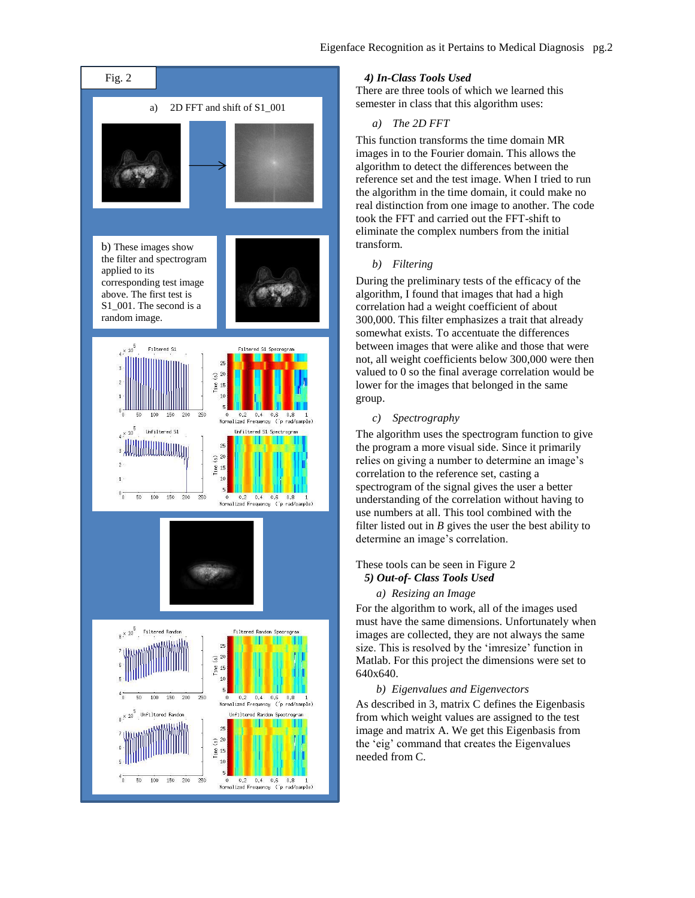Fig. 2

a) 2D FFT and shift of S1_001

b) These images show the filter and spectrogram applied to its corresponding test image above. The first test is S1_001. The second is a random image.

***4) In-Class Tools Used***

There are three tools of which we learned this semester in class that this algorithm uses:

*a) The 2D FFT*

This function transforms the time domain MR images in to the Fourier domain. This allows the algorithm to detect the differences between the reference set and the test image. When I tried to run the algorithm in the time domain, it could make no real distinction from one image to another. The code took the FFT and carried out the FFT-shift to eliminate the complex numbers from the initial transform.

*b) Filtering*

During the preliminary tests of the efficacy of the algorithm, I found that images that had a high correlation had a weight coefficient of about 300,000. This filter emphasizes a trait that already somewhat exists. To accentuate the differences between images that were alike and those that were not, all weight coefficients below 300,000 were then valued to 0 so the final average correlation would be lower for the images that belonged in the same group.

*c) Spectrography*

The algorithm uses the spectrogram function to give the program a more visual side. Since it primarily relies on giving a number to determine an image's correlation to the reference set, casting a spectrogram of the signal gives the user a better understanding of the correlation without having to use numbers at all. This tool combined with the filter listed out in *B* gives the user the best ability to determine an image's correlation.

These tools can be seen in Figure 2

***5) Out-of- Class Tools Used***

*a) Resizing an Image*

For the algorithm to work, all of the images used must have the same dimensions. Unfortunately when images are collected, they are not always the same size. This is resolved by the 'imresize' function in Matlab. For this project the dimensions were set to 640x640.

*b) Eigenvalues and Eigenvectors*

As described in 3, matrix C defines the Eigenbasis from which weight values are assigned to the test image and matrix A. We get this Eigenbasis from the 'eig' command that creates the Eigenvalues needed from C.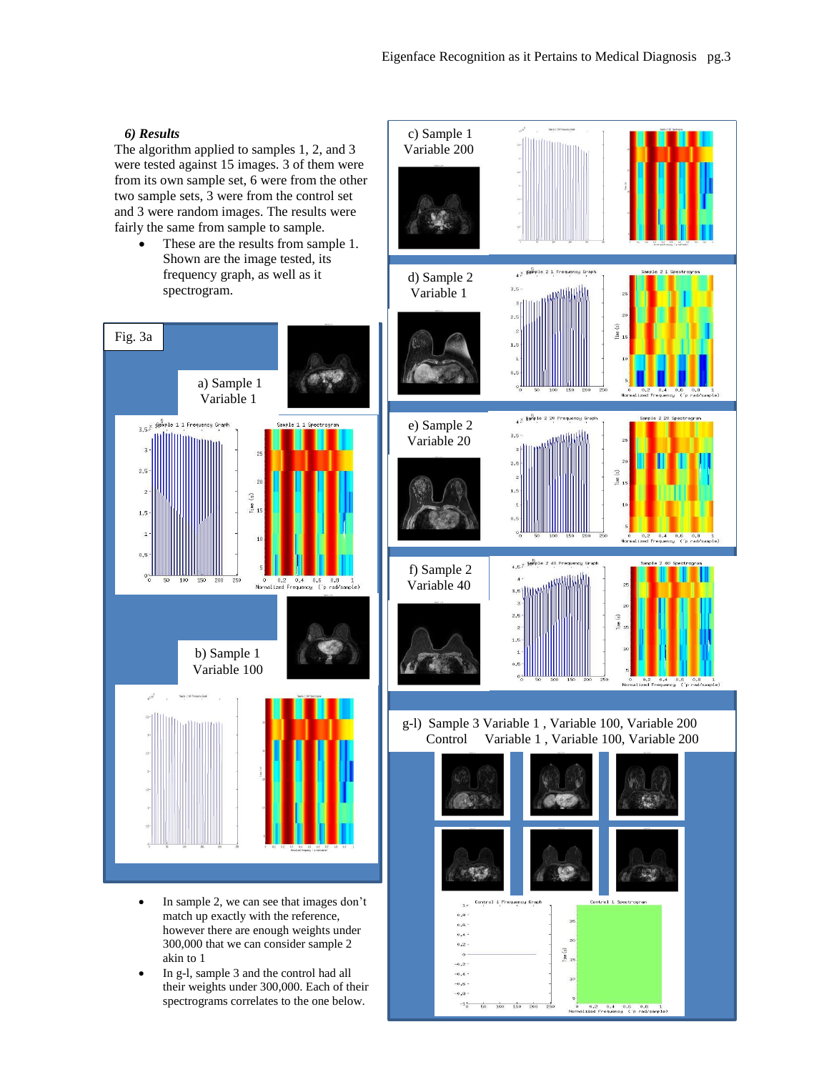### *6) Results*

The algorithm applied to samples 1, 2, and 3 were tested against 15 images. 3 of them were from its own sample set, 6 were from the other two sample sets, 3 were from the control set and 3 were random images. The results were fairly the same from sample to sample.

- These are the results from sample 1. Shown are the image tested, its frequency graph, as well as it spectrogram.

Fig. 3a

a) Sample 1 Variable 1

b) Sample 1 Variable 100

c) Sample 1 Variable 200

d) Sample 2 Variable 1

e) Sample 2 Variable 20

f) Sample 2 Variable 40

g-l) Sample 3 Variable 1 , Variable 100, Variable 200
Control Variable 1 , Variable 100, Variable 200

- In sample 2, we can see that images don't match up exactly with the reference, however there are enough weights under 300,000 that we can consider sample 2 akin to 1
- In g-l, sample 3 and the control had all their weights under 300,000. Each of their spectrograms correlates to the one below.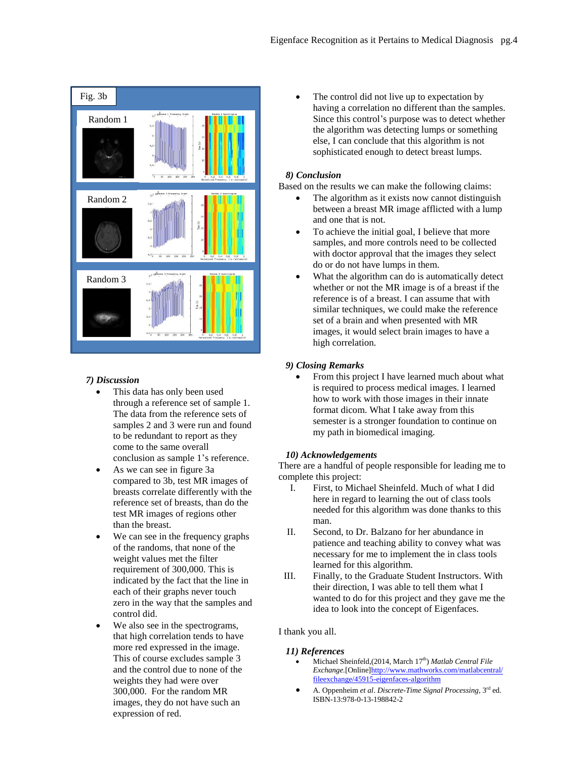Fig. 3b

Random 1

Random 2

Random 3

### 7) Discussion

- This data has only been used through a reference set of sample 1. The data from the reference sets of samples 2 and 3 were run and found to be redundant to report as they come to the same overall conclusion as sample 1's reference.
- As we can see in figure 3a compared to 3b, test MR images of breasts correlate differently with the reference set of breasts, than do the test MR images of regions other than the breast.
- We can see in the frequency graphs of the randoms, that none of the weight values met the filter requirement of 300,000. This is indicated by the fact that the line in each of their graphs never touch zero in the way that the samples and control did.
- We also see in the spectrograms, that high correlation tends to have more red expressed in the image. This of course excludes sample 3 and the control due to none of the weights they had were over 300,000. For the random MR images, they do not have such an expression of red.
- The control did not live up to expectation by having a correlation no different than the samples. Since this control's purpose was to detect whether the algorithm was detecting lumps or something else, I can conclude that this algorithm is not sophisticated enough to detect breast lumps.

### 8) Conclusion

Based on the results we can make the following claims:

- The algorithm as it exists now cannot distinguish between a breast MR image afflicted with a lump and one that is not.
- To achieve the initial goal, I believe that more samples, and more controls need to be collected with doctor approval that the images they select do or do not have lumps in them.
- What the algorithm can do is automatically detect whether or not the MR image is of a breast if the reference is of a breast. I can assume that with similar techniques, we could make the reference set of a brain and when presented with MR images, it would select brain images to have a high correlation.

### 9) Closing Remarks

- From this project I have learned much about what is required to process medical images. I learned how to work with those images in their innate format dicom. What I take away from this semester is a stronger foundation to continue on my path in biomedical imaging.

### 10) Acknowledgements

There are a handful of people responsible for leading me to complete this project:

I. First, to Michael Sheinfeld. Much of what I did here in regard to learning the out of class tools needed for this algorithm was done thanks to this man.

II. Second, to Dr. Balzano for her abundance in patience and teaching ability to convey what was necessary for me to implement the in class tools learned for this algorithm.

III. Finally, to the Graduate Student Instructors. With their direction, I was able to tell them what I wanted to do for this project and they gave me the idea to look into the concept of Eigenfaces.

I thank you all.

### 11) References

- Michael Sheinfeld,(2014, March 17th) *Matlab Central File Exchange*.[Online]http://www.mathworks.com/matlabcentral/fileexchange/45915-eigenfaces-algorithm
- A. Oppenheim *et al*. *Discrete-Time Signal Processing*, 3rd ed. ISBN-13:978-0-13-198842-2